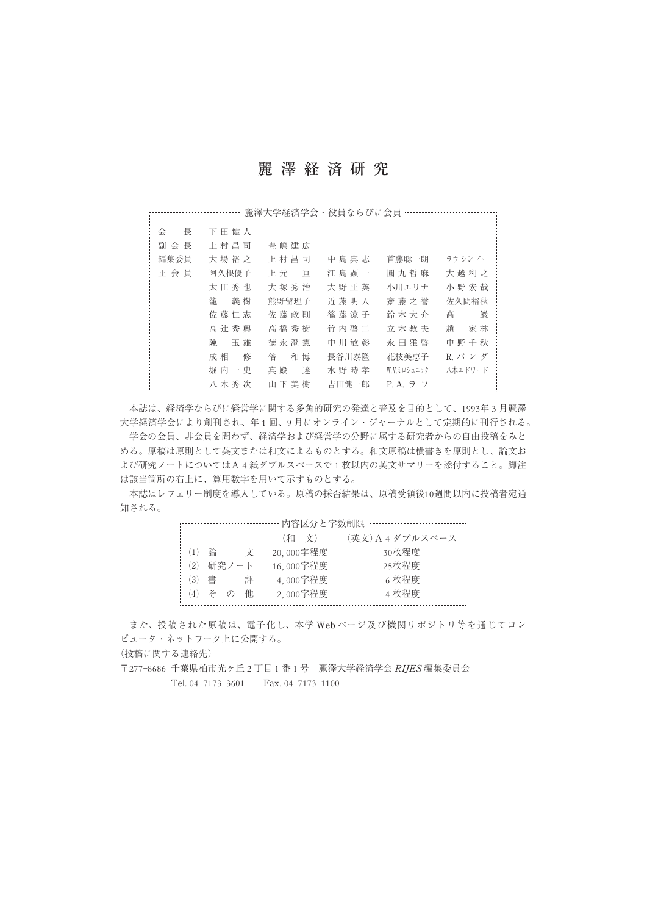# 麗澤経済研究

## 麗澤大学経済学会・役員ならびに会員

| | | | | | |
|---|---|---|---|---|---|
| 会長 | 下田健人 | | | | |
| 副会長 | 上村昌司 | 豊嶋建広 | | | |
| 編集委員 | 大場裕之 | 上村昌司 | 中島真志 | 首藤聡一朗 | ラウシンイー |
| 正会員 | 阿久根優子 | 上元亘 | 江島顕一 | 圓丸哲麻 | 大越利之 |
| | 太田秀也 | 大塚秀治 | 大野正英 | 小川エリナ | 小野宏哉 |
| | 籠義樹 | 熊野留理子 | 近藤明人 | 齋藤之誉 | 佐久間裕秋 |
| | 佐藤仁志 | 佐藤政則 | 篠藤涼子 | 鈴木大介 | 高巖 |
| | 高辻秀興 | 高橋秀樹 | 竹内啓二 | 立木教夫 | 趙家林 |
| | 陳玉雄 | 徳永澄憲 | 中川敏彰 | 永田雅啓 | 中野千秋 |
| | 成相修 | 倍和博 | 長谷川泰隆 | 花枝美恵子 | R. パンダ |
| | 堀内一史 | 真殿達 | 水野時孝 | W.V.ミロシュニック | 八木エドワード |
| | 八木秀次 | 山下美樹 | 吉田健一郎 | P. A. ラフ | |

本誌は、経済学ならびに経営学に関する多角的研究の発達と普及を目的として、1993年３月麗澤大学経済学会により創刊され、年１回、９月にオンライン・ジャーナルとして定期的に刊行される。

学会の会員、非会員を問わず、経済学および経営学の分野に属する研究者からの自由投稿をみとめる。原稿は原則として英文または和文によるものとする。和文原稿は横書きを原則とし、論文および研究ノートについてはA４紙ダブルスペースで１枚以内の英文サマリーを添付すること。脚注は該当箇所の右上に、算用数字を用いて示すものとする。

本誌はレフェリー制度を導入している。原稿の採否結果は、原稿受領後10週間以内に投稿者宛通知される。

## 内容区分と字数制限

| | （和　文） | （英文）A４ダブルスペース |
|---|---|---|
| (1) 論文 | 20,000字程度 | 30枚程度 |
| (2) 研究ノート | 16,000字程度 | 25枚程度 |
| (3) 書評 | 4,000字程度 | 6枚程度 |
| (4) その他 | 2,000字程度 | 4枚程度 |

また、投稿された原稿は、電子化し、本学 Web ページ及び機関リポジトリ等を通じてコンピュータ・ネットワーク上に公開する。

（投稿に関する連絡先）

〒277-8686 千葉県柏市光ヶ丘２丁目１番１号　麗澤大学経済学会 *RIJES* 編集委員会

Tel. 04-7173-3601　　Fax. 04-7173-1100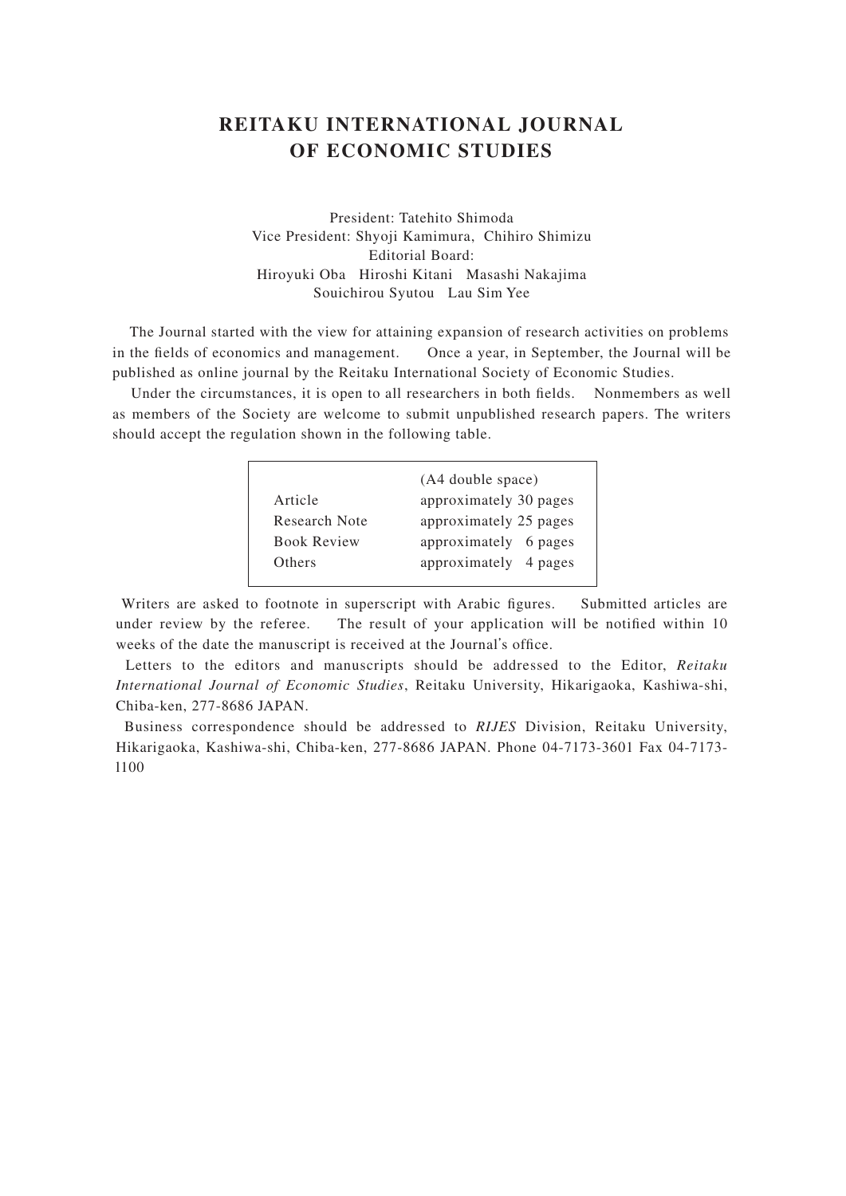# REITAKU INTERNATIONAL JOURNAL OF ECONOMIC STUDIES

President: Tatehito Shimoda
Vice President: Shyoji Kamimura, Chihiro Shimizu
Editorial Board:
Hiroyuki Oba Hiroshi Kitani Masashi Nakajima
Souichirou Syutou Lau Sim Yee

The Journal started with the view for attaining expansion of research activities on problems in the fields of economics and management. Once a year, in September, the Journal will be published as online journal by the Reitaku International Society of Economic Studies.

Under the circumstances, it is open to all researchers in both fields. Nonmembers as well as members of the Society are welcome to submit unpublished research papers. The writers should accept the regulation shown in the following table.

| | (A4 double space) |
|---|---|
| Article | approximately 30 pages |
| Research Note | approximately 25 pages |
| Book Review | approximately 6 pages |
| Others | approximately 4 pages |

Writers are asked to footnote in superscript with Arabic figures. Submitted articles are under review by the referee. The result of your application will be notified within 10 weeks of the date the manuscript is received at the Journal's office.

Letters to the editors and manuscripts should be addressed to the Editor, *Reitaku International Journal of Economic Studies*, Reitaku University, Hikarigaoka, Kashiwa-shi, Chiba-ken, 277-8686 JAPAN.

Business correspondence should be addressed to *RIJES* Division, Reitaku University, Hikarigaoka, Kashiwa-shi, Chiba-ken, 277-8686 JAPAN. Phone 04-7173-3601 Fax 04-7173-1100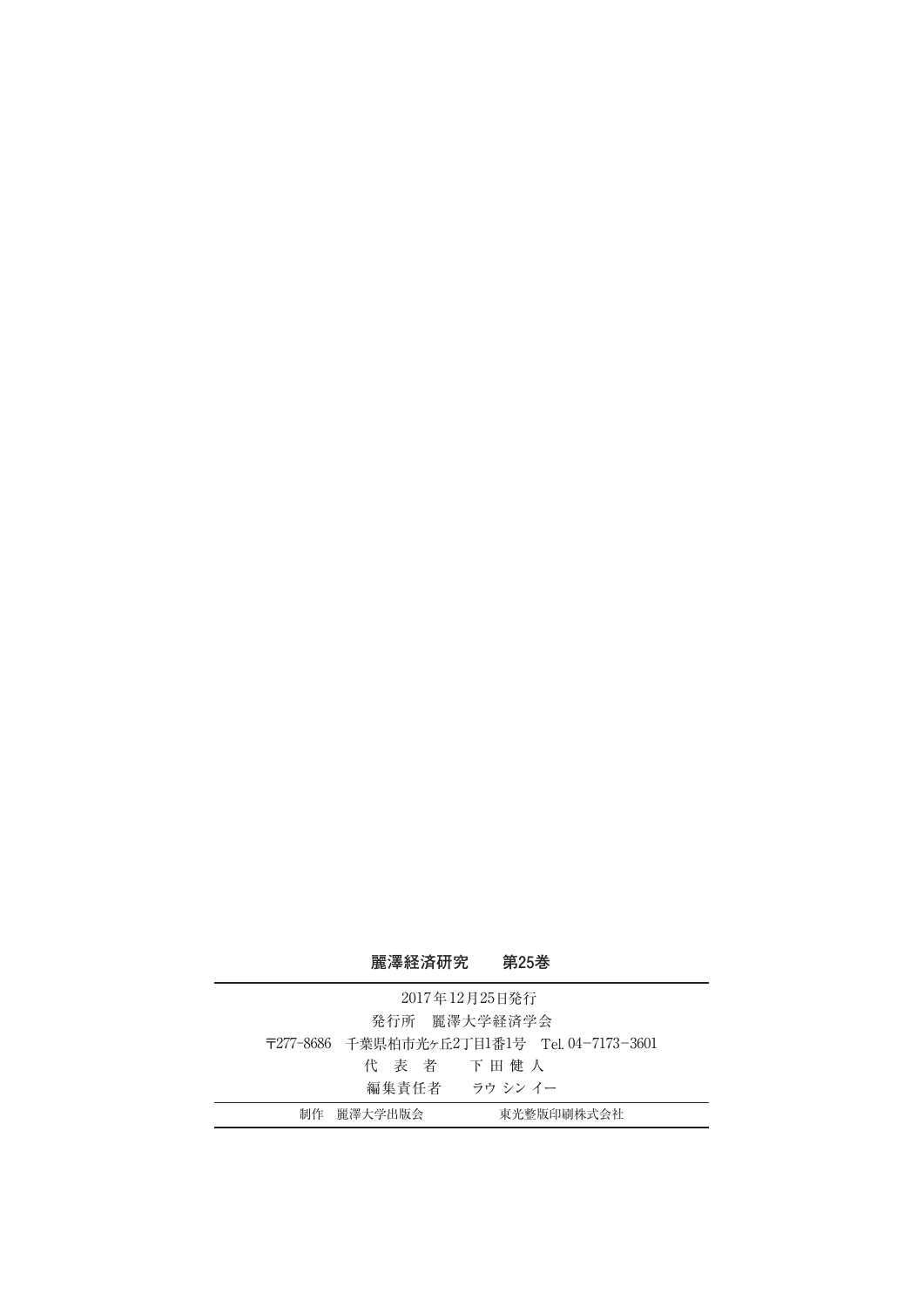**麗澤経済研究　　第25巻**

2017年12月25日発行

発行所　麗澤大学経済学会

〒277-8686　千葉県柏市光ヶ丘2丁目1番1号　Tel. 04-7173-3601

代 表 者　　下 田 健 人

編集責任者　　ラウ シン イー

制作　麗澤大学出版会　　　　東光整版印刷株式会社